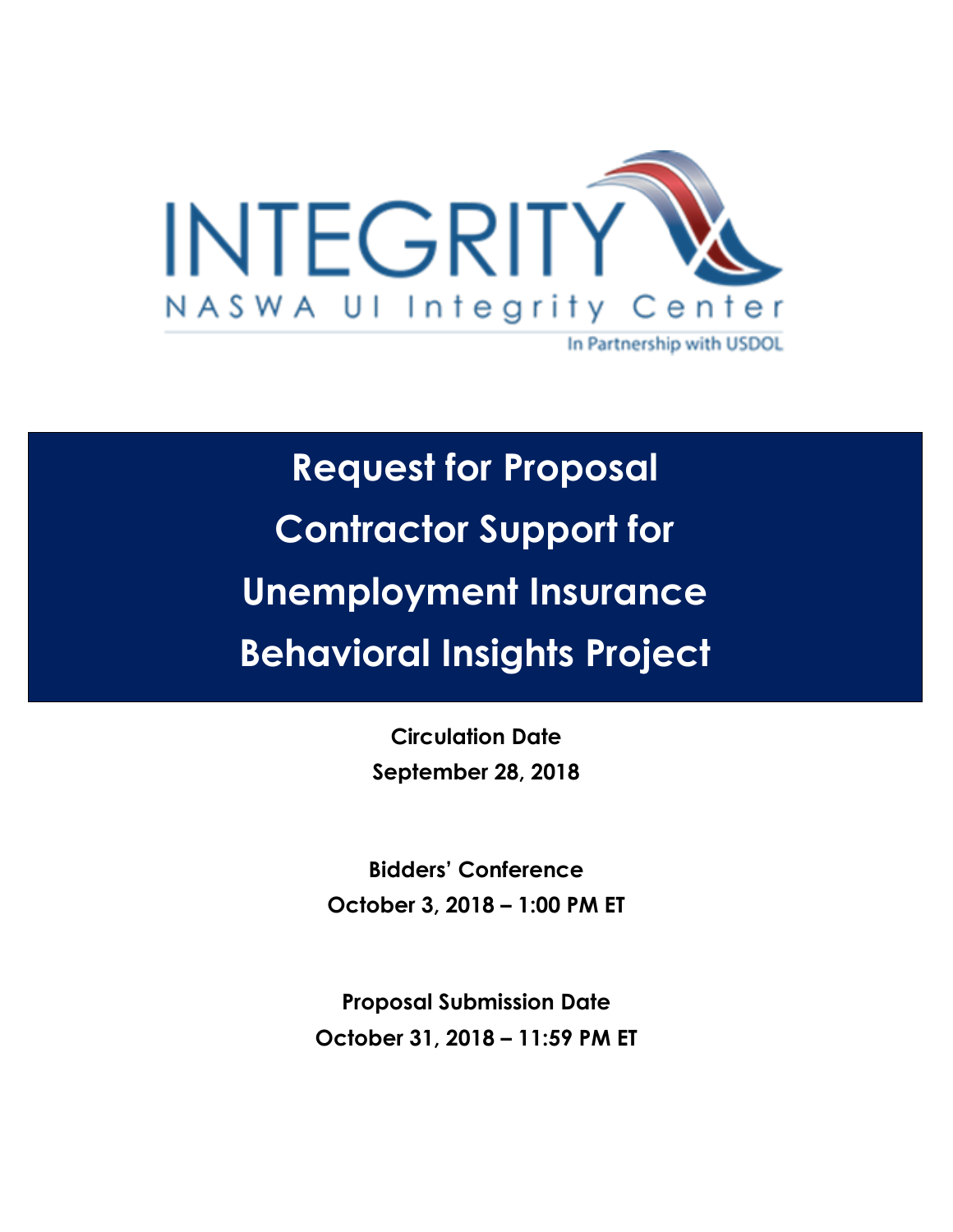INTEGRITY

NASWA UI Integrity Center

In Partnership with USDOL

# Request for Proposal Contractor Support for Unemployment Insurance Behavioral Insights Project

**Circulation Date**
**September 28, 2018**

**Bidders' Conference**
**October 3, 2018 – 1:00 PM ET**

**Proposal Submission Date**
**October 31, 2018 – 11:59 PM ET**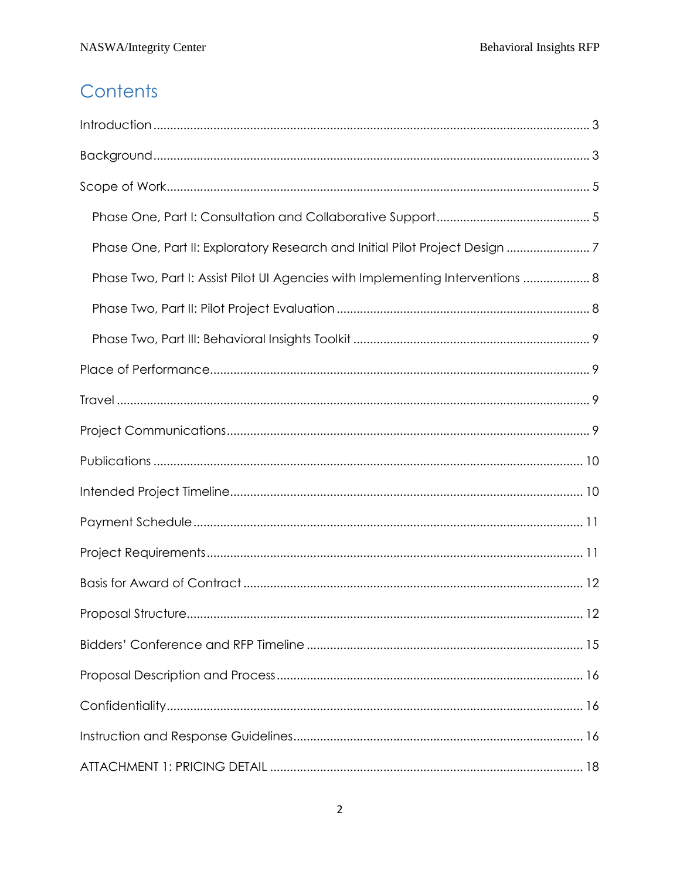# Contents

Introduction ........................................................................................................................ 3

Background ........................................................................................................................ 3

Scope of Work ..................................................................................................................... 5

- Phase One, Part I: Consultation and Collaborative Support ............................................. 5
- Phase One, Part II: Exploratory Research and Initial Pilot Project Design ......................... 7
- Phase Two, Part I: Assist Pilot UI Agencies with Implementing Interventions .................... 8
- Phase Two, Part II: Pilot Project Evaluation .......................................................................... 8
- Phase Two, Part III: Behavioral Insights Toolkit ...................................................................... 9

Place of Performance ........................................................................................................... 9

Travel ..................................................................................................................................... 9

Project Communications ....................................................................................................... 9

Publications .......................................................................................................................... 10

Intended Project Timeline ..................................................................................................... 10

Payment Schedule ................................................................................................................ 11

Project Requirements ............................................................................................................ 11

Basis for Award of Contract .................................................................................................. 12

Proposal Structure ................................................................................................................. 12

Bidders' Conference and RFP Timeline ................................................................................ 15

Proposal Description and Process ......................................................................................... 16

Confidentiality ........................................................................................................................ 16

Instruction and Response Guidelines .................................................................................... 16

ATTACHMENT 1: PRICING DETAIL ....................................................................................... 18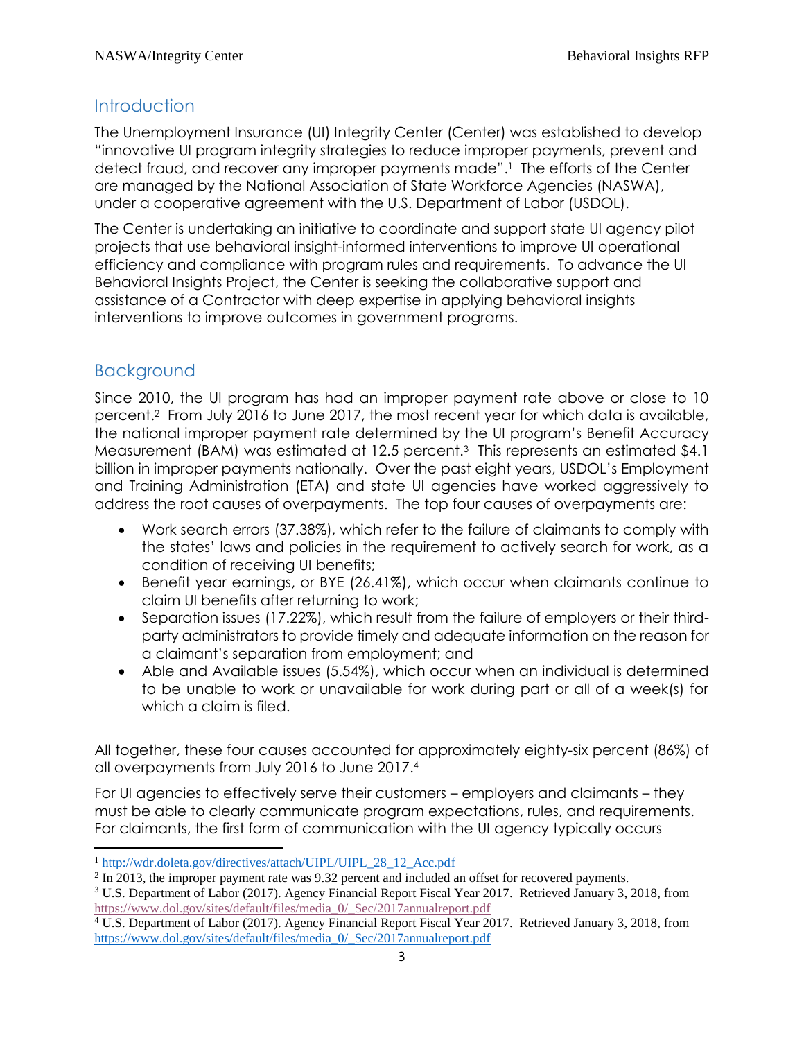## Introduction

The Unemployment Insurance (UI) Integrity Center (Center) was established to develop "innovative UI program integrity strategies to reduce improper payments, prevent and detect fraud, and recover any improper payments made".[1] The efforts of the Center are managed by the National Association of State Workforce Agencies (NASWA), under a cooperative agreement with the U.S. Department of Labor (USDOL).

The Center is undertaking an initiative to coordinate and support state UI agency pilot projects that use behavioral insight-informed interventions to improve UI operational efficiency and compliance with program rules and requirements. To advance the UI Behavioral Insights Project, the Center is seeking the collaborative support and assistance of a Contractor with deep expertise in applying behavioral insights interventions to improve outcomes in government programs.

## Background

Since 2010, the UI program has had an improper payment rate above or close to 10 percent.[2] From July 2016 to June 2017, the most recent year for which data is available, the national improper payment rate determined by the UI program's Benefit Accuracy Measurement (BAM) was estimated at 12.5 percent.[3] This represents an estimated $4.1 billion in improper payments nationally. Over the past eight years, USDOL's Employment and Training Administration (ETA) and state UI agencies have worked aggressively to address the root causes of overpayments. The top four causes of overpayments are:

- Work search errors (37.38%), which refer to the failure of claimants to comply with the states' laws and policies in the requirement to actively search for work, as a condition of receiving UI benefits;
- Benefit year earnings, or BYE (26.41%), which occur when claimants continue to claim UI benefits after returning to work;
- Separation issues (17.22%), which result from the failure of employers or their third-party administrators to provide timely and adequate information on the reason for a claimant's separation from employment; and
- Able and Available issues (5.54%), which occur when an individual is determined to be unable to work or unavailable for work during part or all of a week(s) for which a claim is filed.

All together, these four causes accounted for approximately eighty-six percent (86%) of all overpayments from July 2016 to June 2017.[4]

For UI agencies to effectively serve their customers – employers and claimants – they must be able to clearly communicate program expectations, rules, and requirements. For claimants, the first form of communication with the UI agency typically occurs

---

[1] http://wdr.doleta.gov/directives/attach/UIPL/UIPL_28_12_Acc.pdf

[2] In 2013, the improper payment rate was 9.32 percent and included an offset for recovered payments.

[3] U.S. Department of Labor (2017). Agency Financial Report Fiscal Year 2017. Retrieved January 3, 2018, from https://www.dol.gov/sites/default/files/media_0/_Sec/2017annualreport.pdf

[4] U.S. Department of Labor (2017). Agency Financial Report Fiscal Year 2017. Retrieved January 3, 2018, from https://www.dol.gov/sites/default/files/media_0/_Sec/2017annualreport.pdf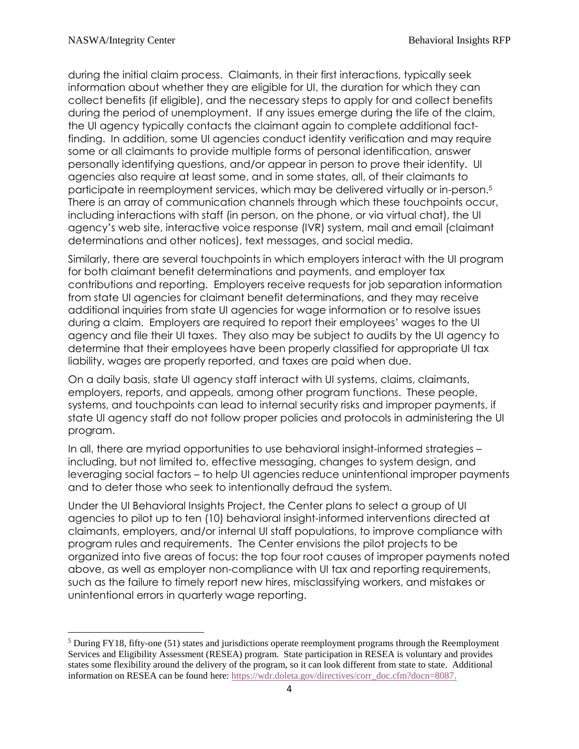during the initial claim process. Claimants, in their first interactions, typically seek information about whether they are eligible for UI, the duration for which they can collect benefits (if eligible), and the necessary steps to apply for and collect benefits during the period of unemployment. If any issues emerge during the life of the claim, the UI agency typically contacts the claimant again to complete additional fact-finding. In addition, some UI agencies conduct identity verification and may require some or all claimants to provide multiple forms of personal identification, answer personally identifying questions, and/or appear in person to prove their identity. UI agencies also require at least some, and in some states, all, of their claimants to participate in reemployment services, which may be delivered virtually or in-person.[5] There is an array of communication channels through which these touchpoints occur, including interactions with staff (in person, on the phone, or via virtual chat), the UI agency's web site, interactive voice response (IVR) system, mail and email (claimant determinations and other notices), text messages, and social media.

Similarly, there are several touchpoints in which employers interact with the UI program for both claimant benefit determinations and payments, and employer tax contributions and reporting. Employers receive requests for job separation information from state UI agencies for claimant benefit determinations, and they may receive additional inquiries from state UI agencies for wage information or to resolve issues during a claim. Employers are required to report their employees' wages to the UI agency and file their UI taxes. They also may be subject to audits by the UI agency to determine that their employees have been properly classified for appropriate UI tax liability, wages are properly reported, and taxes are paid when due.

On a daily basis, state UI agency staff interact with UI systems, claims, claimants, employers, reports, and appeals, among other program functions. These people, systems, and touchpoints can lead to internal security risks and improper payments, if state UI agency staff do not follow proper policies and protocols in administering the UI program.

In all, there are myriad opportunities to use behavioral insight-informed strategies – including, but not limited to, effective messaging, changes to system design, and leveraging social factors – to help UI agencies reduce unintentional improper payments and to deter those who seek to intentionally defraud the system.

Under the UI Behavioral Insights Project, the Center plans to select a group of UI agencies to pilot up to ten (10) behavioral insight-informed interventions directed at claimants, employers, and/or internal UI staff populations, to improve compliance with program rules and requirements. The Center envisions the pilot projects to be organized into five areas of focus: the top four root causes of improper payments noted above, as well as employer non-compliance with UI tax and reporting requirements, such as the failure to timely report new hires, misclassifying workers, and mistakes or unintentional errors in quarterly wage reporting.

---

[5] During FY18, fifty-one (51) states and jurisdictions operate reemployment programs through the Reemployment Services and Eligibility Assessment (RESEA) program. State participation in RESEA is voluntary and provides states some flexibility around the delivery of the program, so it can look different from state to state. Additional information on RESEA can be found here: https://wdr.doleta.gov/directives/corr_doc.cfm?docn=8087.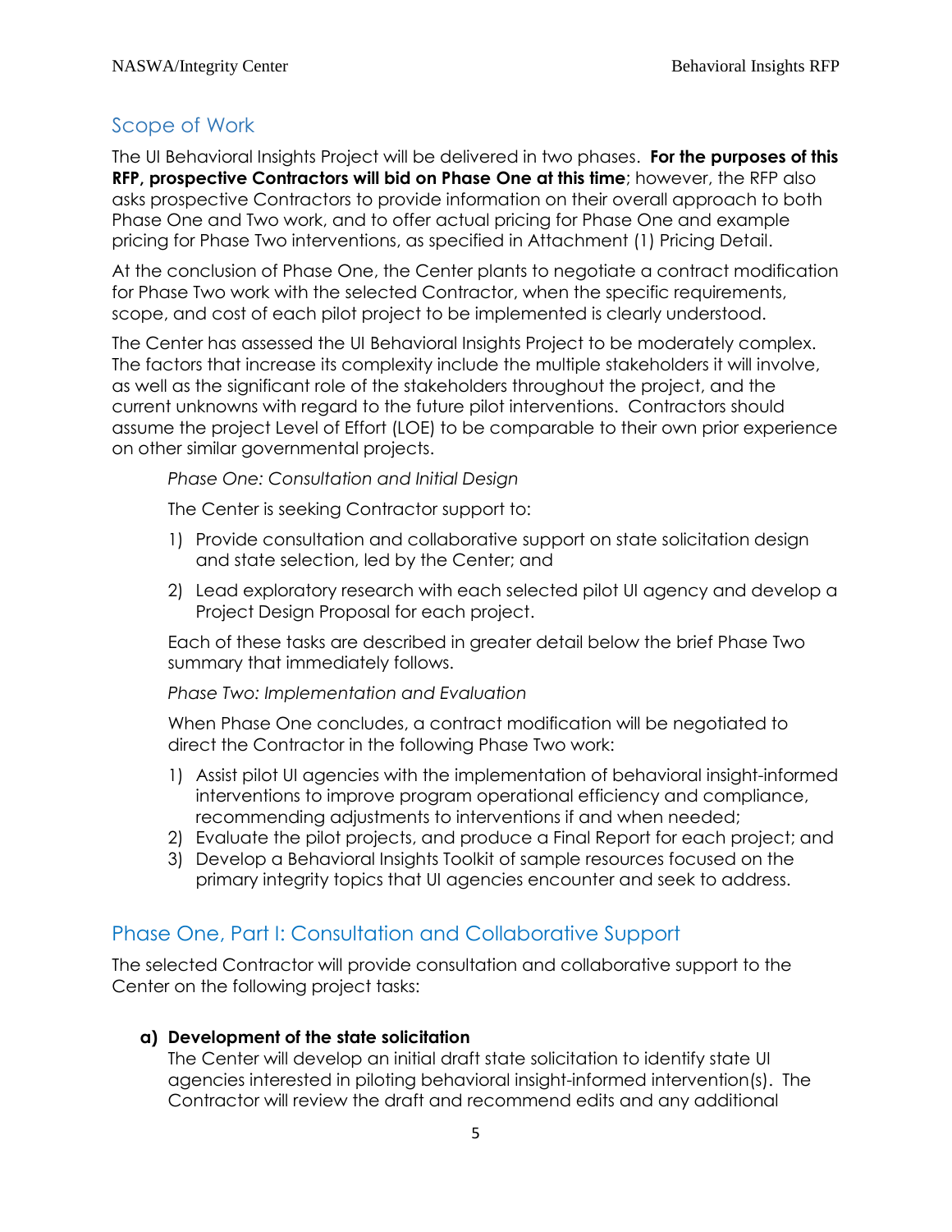## Scope of Work

The UI Behavioral Insights Project will be delivered in two phases. **For the purposes of this RFP, prospective Contractors will bid on Phase One at this time**; however, the RFP also asks prospective Contractors to provide information on their overall approach to both Phase One and Two work, and to offer actual pricing for Phase One and example pricing for Phase Two interventions, as specified in Attachment (1) Pricing Detail.

At the conclusion of Phase One, the Center plants to negotiate a contract modification for Phase Two work with the selected Contractor, when the specific requirements, scope, and cost of each pilot project to be implemented is clearly understood.

The Center has assessed the UI Behavioral Insights Project to be moderately complex. The factors that increase its complexity include the multiple stakeholders it will involve, as well as the significant role of the stakeholders throughout the project, and the current unknowns with regard to the future pilot interventions. Contractors should assume the project Level of Effort (LOE) to be comparable to their own prior experience on other similar governmental projects.

*Phase One: Consultation and Initial Design*

The Center is seeking Contractor support to:

1) Provide consultation and collaborative support on state solicitation design and state selection, led by the Center; and
2) Lead exploratory research with each selected pilot UI agency and develop a Project Design Proposal for each project.

Each of these tasks are described in greater detail below the brief Phase Two summary that immediately follows.

*Phase Two: Implementation and Evaluation*

When Phase One concludes, a contract modification will be negotiated to direct the Contractor in the following Phase Two work:

1) Assist pilot UI agencies with the implementation of behavioral insight-informed interventions to improve program operational efficiency and compliance, recommending adjustments to interventions if and when needed;
2) Evaluate the pilot projects, and produce a Final Report for each project; and
3) Develop a Behavioral Insights Toolkit of sample resources focused on the primary integrity topics that UI agencies encounter and seek to address.

## Phase One, Part I: Consultation and Collaborative Support

The selected Contractor will provide consultation and collaborative support to the Center on the following project tasks:

**a) Development of the state solicitation**
The Center will develop an initial draft state solicitation to identify state UI agencies interested in piloting behavioral insight-informed intervention(s). The Contractor will review the draft and recommend edits and any additional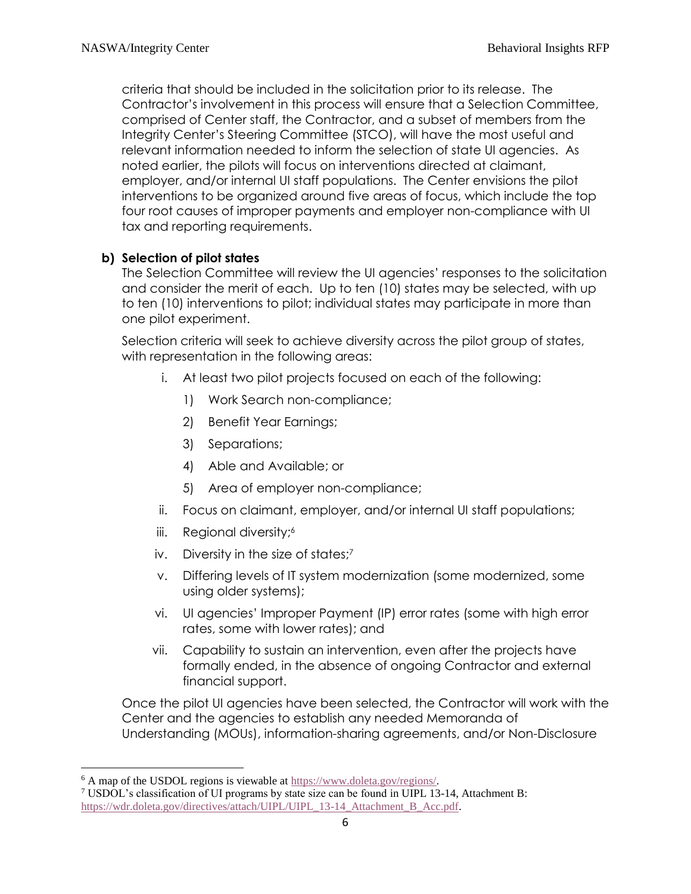criteria that should be included in the solicitation prior to its release. The Contractor's involvement in this process will ensure that a Selection Committee, comprised of Center staff, the Contractor, and a subset of members from the Integrity Center's Steering Committee (STCO), will have the most useful and relevant information needed to inform the selection of state UI agencies. As noted earlier, the pilots will focus on interventions directed at claimant, employer, and/or internal UI staff populations. The Center envisions the pilot interventions to be organized around five areas of focus, which include the top four root causes of improper payments and employer non-compliance with UI tax and reporting requirements.

**b) Selection of pilot states**

The Selection Committee will review the UI agencies' responses to the solicitation and consider the merit of each. Up to ten (10) states may be selected, with up to ten (10) interventions to pilot; individual states may participate in more than one pilot experiment.

Selection criteria will seek to achieve diversity across the pilot group of states, with representation in the following areas:

i. At least two pilot projects focused on each of the following:
   1) Work Search non-compliance;
   2) Benefit Year Earnings;
   3) Separations;
   4) Able and Available; or
   5) Area of employer non-compliance;

ii. Focus on claimant, employer, and/or internal UI staff populations;

iii. Regional diversity;[6]

iv. Diversity in the size of states;[7]

v. Differing levels of IT system modernization (some modernized, some using older systems);

vi. UI agencies' Improper Payment (IP) error rates (some with high error rates, some with lower rates); and

vii. Capability to sustain an intervention, even after the projects have formally ended, in the absence of ongoing Contractor and external financial support.

Once the pilot UI agencies have been selected, the Contractor will work with the Center and the agencies to establish any needed Memoranda of Understanding (MOUs), information-sharing agreements, and/or Non-Disclosure

---

[6] A map of the USDOL regions is viewable at https://www.doleta.gov/regions/.

[7] USDOL's classification of UI programs by state size can be found in UIPL 13-14, Attachment B: https://wdr.doleta.gov/directives/attach/UIPL/UIPL_13-14_Attachment_B_Acc.pdf.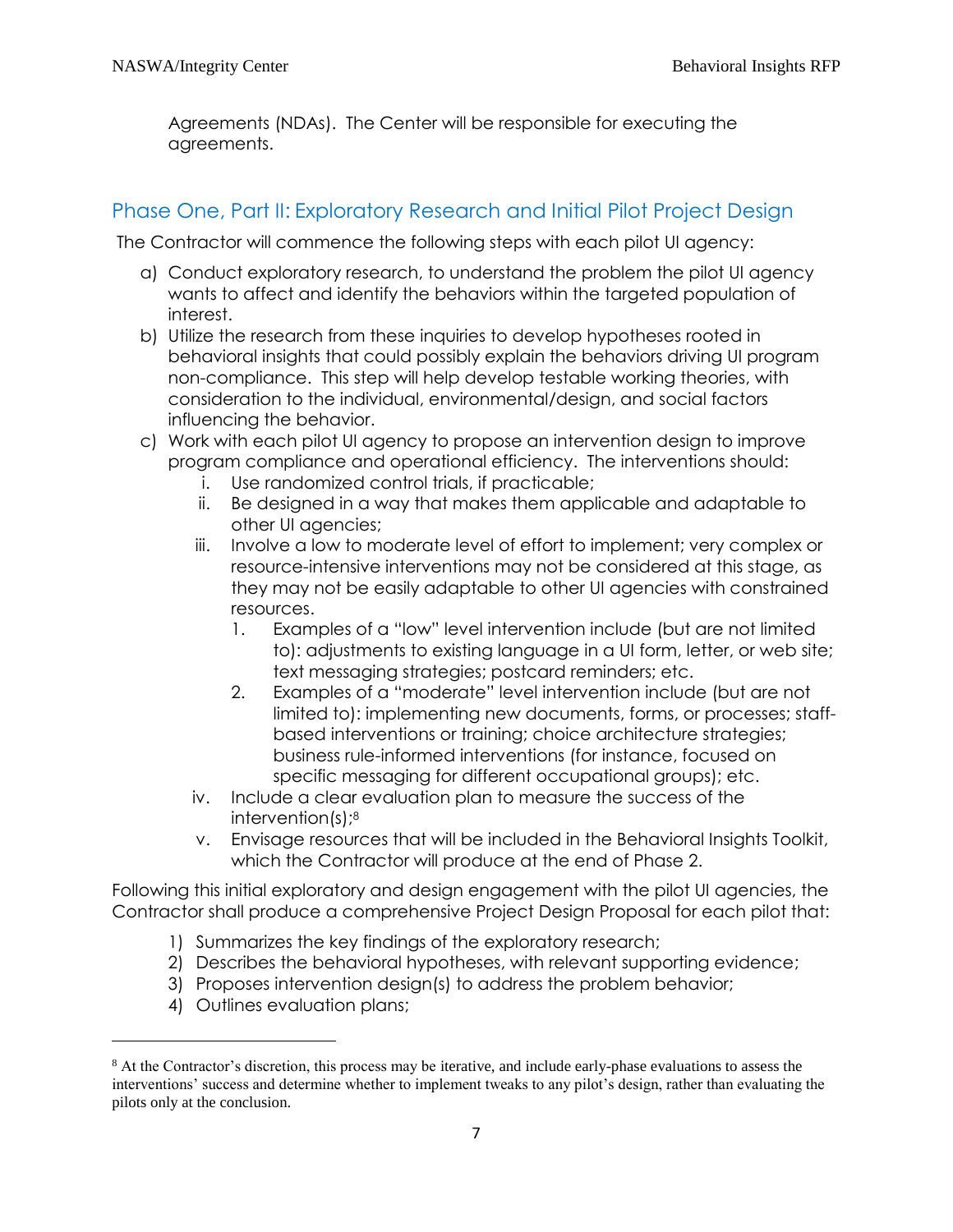Agreements (NDAs). The Center will be responsible for executing the agreements.

## Phase One, Part II: Exploratory Research and Initial Pilot Project Design

The Contractor will commence the following steps with each pilot UI agency:

a) Conduct exploratory research, to understand the problem the pilot UI agency wants to affect and identify the behaviors within the targeted population of interest.

b) Utilize the research from these inquiries to develop hypotheses rooted in behavioral insights that could possibly explain the behaviors driving UI program non-compliance. This step will help develop testable working theories, with consideration to the individual, environmental/design, and social factors influencing the behavior.

c) Work with each pilot UI agency to propose an intervention design to improve program compliance and operational efficiency. The interventions should:

   i. Use randomized control trials, if practicable;

   ii. Be designed in a way that makes them applicable and adaptable to other UI agencies;

   iii. Involve a low to moderate level of effort to implement; very complex or resource-intensive interventions may not be considered at this stage, as they may not be easily adaptable to other UI agencies with constrained resources.

      1. Examples of a "low" level intervention include (but are not limited to): adjustments to existing language in a UI form, letter, or web site; text messaging strategies; postcard reminders; etc.

      2. Examples of a "moderate" level intervention include (but are not limited to): implementing new documents, forms, or processes; staff-based interventions or training; choice architecture strategies; business rule-informed interventions (for instance, focused on specific messaging for different occupational groups); etc.

   iv. Include a clear evaluation plan to measure the success of the intervention(s);[8]

   v. Envisage resources that will be included in the Behavioral Insights Toolkit, which the Contractor will produce at the end of Phase 2.

Following this initial exploratory and design engagement with the pilot UI agencies, the Contractor shall produce a comprehensive Project Design Proposal for each pilot that:

1) Summarizes the key findings of the exploratory research;
2) Describes the behavioral hypotheses, with relevant supporting evidence;
3) Proposes intervention design(s) to address the problem behavior;
4) Outlines evaluation plans;

---

[8] At the Contractor's discretion, this process may be iterative, and include early-phase evaluations to assess the interventions' success and determine whether to implement tweaks to any pilot's design, rather than evaluating the pilots only at the conclusion.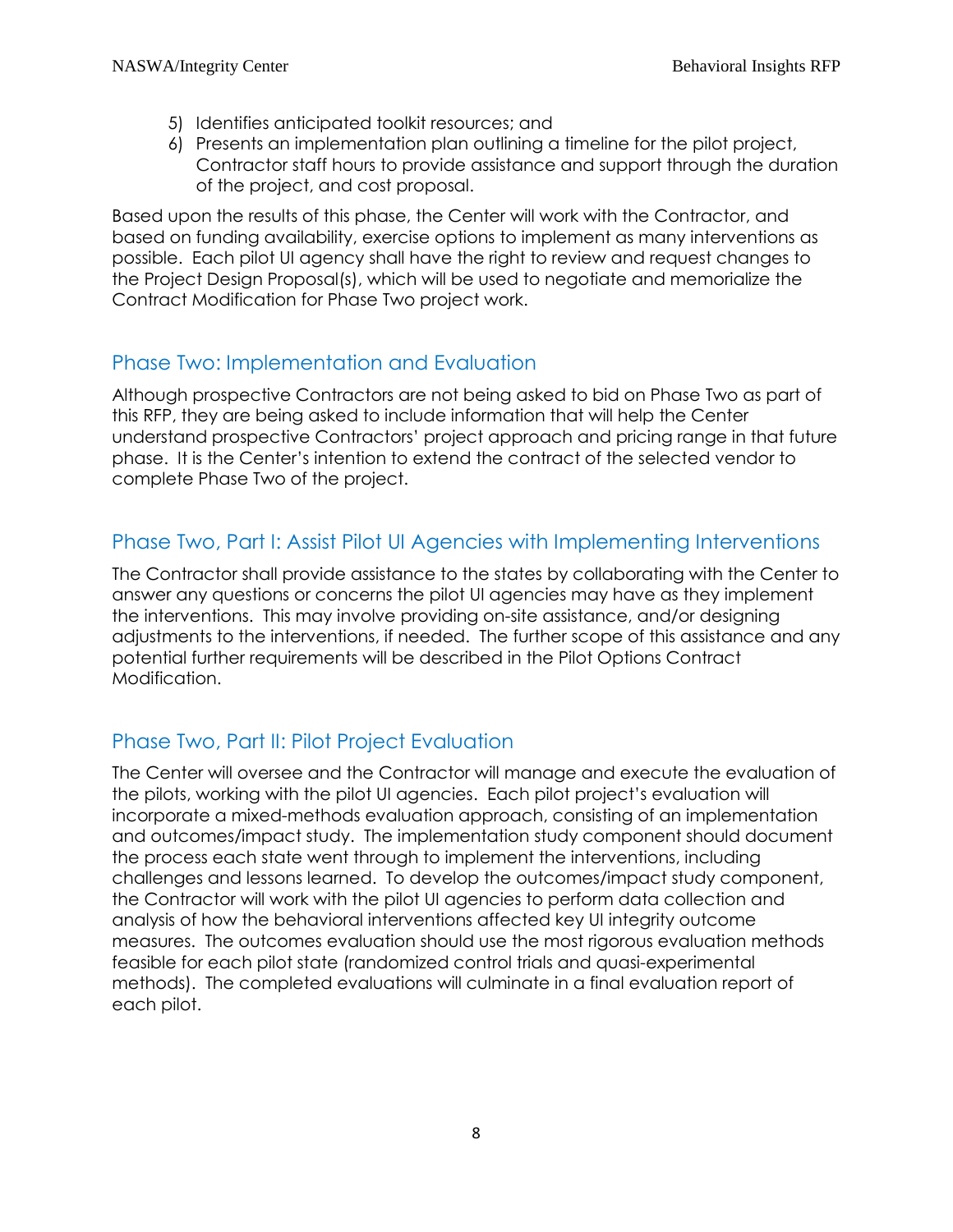5) Identifies anticipated toolkit resources; and
6) Presents an implementation plan outlining a timeline for the pilot project, Contractor staff hours to provide assistance and support through the duration of the project, and cost proposal.

Based upon the results of this phase, the Center will work with the Contractor, and based on funding availability, exercise options to implement as many interventions as possible. Each pilot UI agency shall have the right to review and request changes to the Project Design Proposal(s), which will be used to negotiate and memorialize the Contract Modification for Phase Two project work.

## Phase Two: Implementation and Evaluation

Although prospective Contractors are not being asked to bid on Phase Two as part of this RFP, they are being asked to include information that will help the Center understand prospective Contractors' project approach and pricing range in that future phase. It is the Center's intention to extend the contract of the selected vendor to complete Phase Two of the project.

## Phase Two, Part I: Assist Pilot UI Agencies with Implementing Interventions

The Contractor shall provide assistance to the states by collaborating with the Center to answer any questions or concerns the pilot UI agencies may have as they implement the interventions. This may involve providing on-site assistance, and/or designing adjustments to the interventions, if needed. The further scope of this assistance and any potential further requirements will be described in the Pilot Options Contract Modification.

## Phase Two, Part II: Pilot Project Evaluation

The Center will oversee and the Contractor will manage and execute the evaluation of the pilots, working with the pilot UI agencies. Each pilot project's evaluation will incorporate a mixed-methods evaluation approach, consisting of an implementation and outcomes/impact study. The implementation study component should document the process each state went through to implement the interventions, including challenges and lessons learned. To develop the outcomes/impact study component, the Contractor will work with the pilot UI agencies to perform data collection and analysis of how the behavioral interventions affected key UI integrity outcome measures. The outcomes evaluation should use the most rigorous evaluation methods feasible for each pilot state (randomized control trials and quasi-experimental methods). The completed evaluations will culminate in a final evaluation report of each pilot.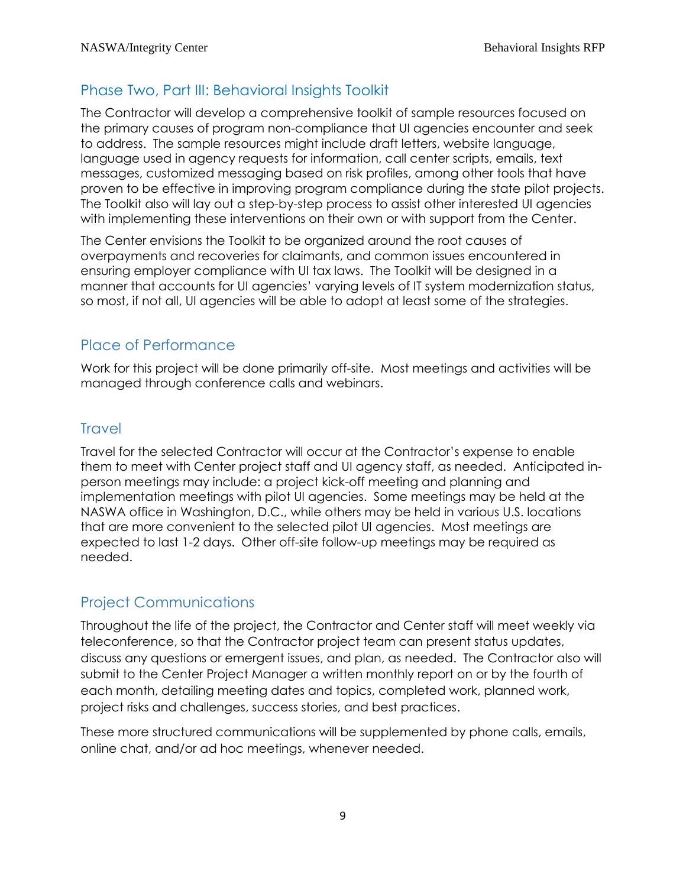## Phase Two, Part III: Behavioral Insights Toolkit

The Contractor will develop a comprehensive toolkit of sample resources focused on the primary causes of program non-compliance that UI agencies encounter and seek to address. The sample resources might include draft letters, website language, language used in agency requests for information, call center scripts, emails, text messages, customized messaging based on risk profiles, among other tools that have proven to be effective in improving program compliance during the state pilot projects. The Toolkit also will lay out a step-by-step process to assist other interested UI agencies with implementing these interventions on their own or with support from the Center.

The Center envisions the Toolkit to be organized around the root causes of overpayments and recoveries for claimants, and common issues encountered in ensuring employer compliance with UI tax laws. The Toolkit will be designed in a manner that accounts for UI agencies' varying levels of IT system modernization status, so most, if not all, UI agencies will be able to adopt at least some of the strategies.

## Place of Performance

Work for this project will be done primarily off-site. Most meetings and activities will be managed through conference calls and webinars.

## Travel

Travel for the selected Contractor will occur at the Contractor's expense to enable them to meet with Center project staff and UI agency staff, as needed. Anticipated in-person meetings may include: a project kick-off meeting and planning and implementation meetings with pilot UI agencies. Some meetings may be held at the NASWA office in Washington, D.C., while others may be held in various U.S. locations that are more convenient to the selected pilot UI agencies. Most meetings are expected to last 1-2 days. Other off-site follow-up meetings may be required as needed.

## Project Communications

Throughout the life of the project, the Contractor and Center staff will meet weekly via teleconference, so that the Contractor project team can present status updates, discuss any questions or emergent issues, and plan, as needed. The Contractor also will submit to the Center Project Manager a written monthly report on or by the fourth of each month, detailing meeting dates and topics, completed work, planned work, project risks and challenges, success stories, and best practices.

These more structured communications will be supplemented by phone calls, emails, online chat, and/or ad hoc meetings, whenever needed.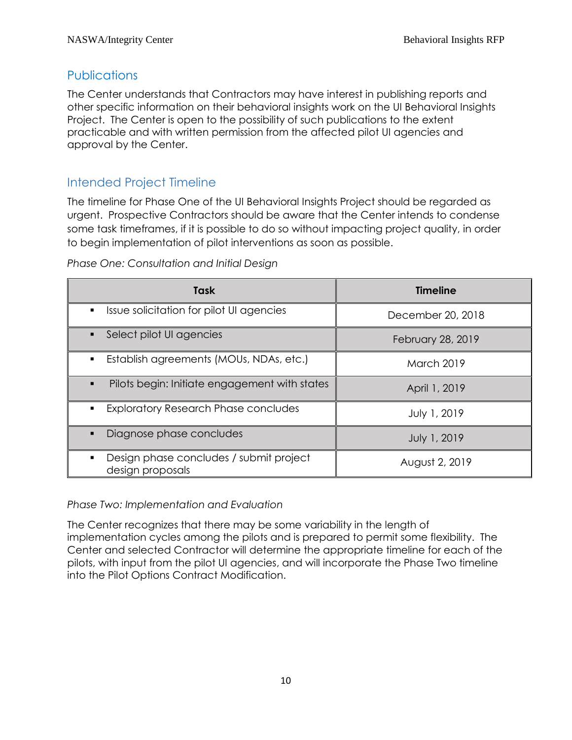## Publications

The Center understands that Contractors may have interest in publishing reports and other specific information on their behavioral insights work on the UI Behavioral Insights Project. The Center is open to the possibility of such publications to the extent practicable and with written permission from the affected pilot UI agencies and approval by the Center.

## Intended Project Timeline

The timeline for Phase One of the UI Behavioral Insights Project should be regarded as urgent. Prospective Contractors should be aware that the Center intends to condense some task timeframes, if it is possible to do so without impacting project quality, in order to begin implementation of pilot interventions as soon as possible.

*Phase One: Consultation and Initial Design*

| Task | Timeline |
| --- | --- |
| ▪ Issue solicitation for pilot UI agencies | December 20, 2018 |
| ▪ Select pilot UI agencies | February 28, 2019 |
| ▪ Establish agreements (MOUs, NDAs, etc.) | March 2019 |
| ▪ Pilots begin: Initiate engagement with states | April 1, 2019 |
| ▪ Exploratory Research Phase concludes | July 1, 2019 |
| ▪ Diagnose phase concludes | July 1, 2019 |
| ▪ Design phase concludes / submit project design proposals | August 2, 2019 |

*Phase Two: Implementation and Evaluation*

The Center recognizes that there may be some variability in the length of implementation cycles among the pilots and is prepared to permit some flexibility. The Center and selected Contractor will determine the appropriate timeline for each of the pilots, with input from the pilot UI agencies, and will incorporate the Phase Two timeline into the Pilot Options Contract Modification.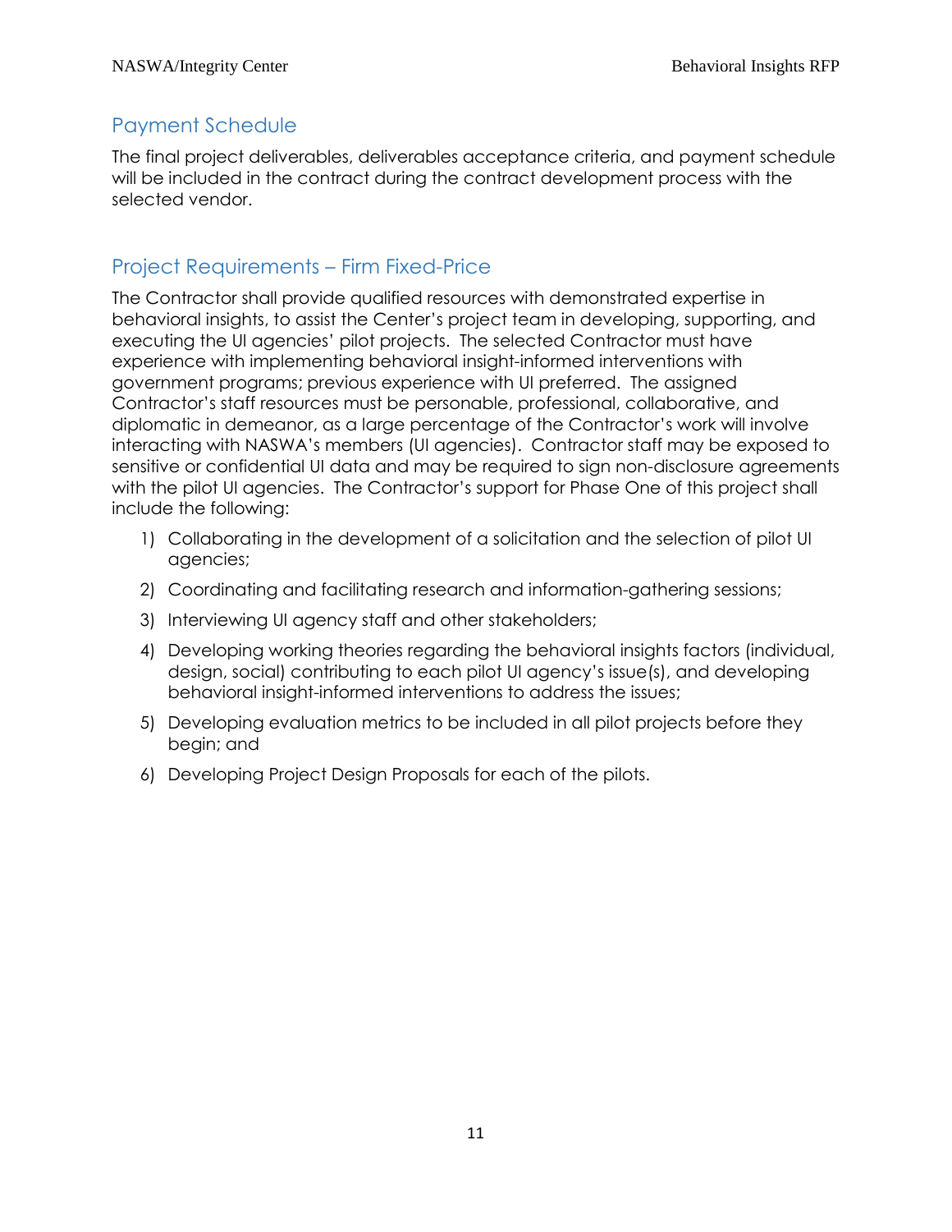## Payment Schedule

The final project deliverables, deliverables acceptance criteria, and payment schedule will be included in the contract during the contract development process with the selected vendor.

## Project Requirements – Firm Fixed-Price

The Contractor shall provide qualified resources with demonstrated expertise in behavioral insights, to assist the Center's project team in developing, supporting, and executing the UI agencies' pilot projects. The selected Contractor must have experience with implementing behavioral insight-informed interventions with government programs; previous experience with UI preferred. The assigned Contractor's staff resources must be personable, professional, collaborative, and diplomatic in demeanor, as a large percentage of the Contractor's work will involve interacting with NASWA's members (UI agencies). Contractor staff may be exposed to sensitive or confidential UI data and may be required to sign non-disclosure agreements with the pilot UI agencies. The Contractor's support for Phase One of this project shall include the following:

1) Collaborating in the development of a solicitation and the selection of pilot UI agencies;
2) Coordinating and facilitating research and information-gathering sessions;
3) Interviewing UI agency staff and other stakeholders;
4) Developing working theories regarding the behavioral insights factors (individual, design, social) contributing to each pilot UI agency's issue(s), and developing behavioral insight-informed interventions to address the issues;
5) Developing evaluation metrics to be included in all pilot projects before they begin; and
6) Developing Project Design Proposals for each of the pilots.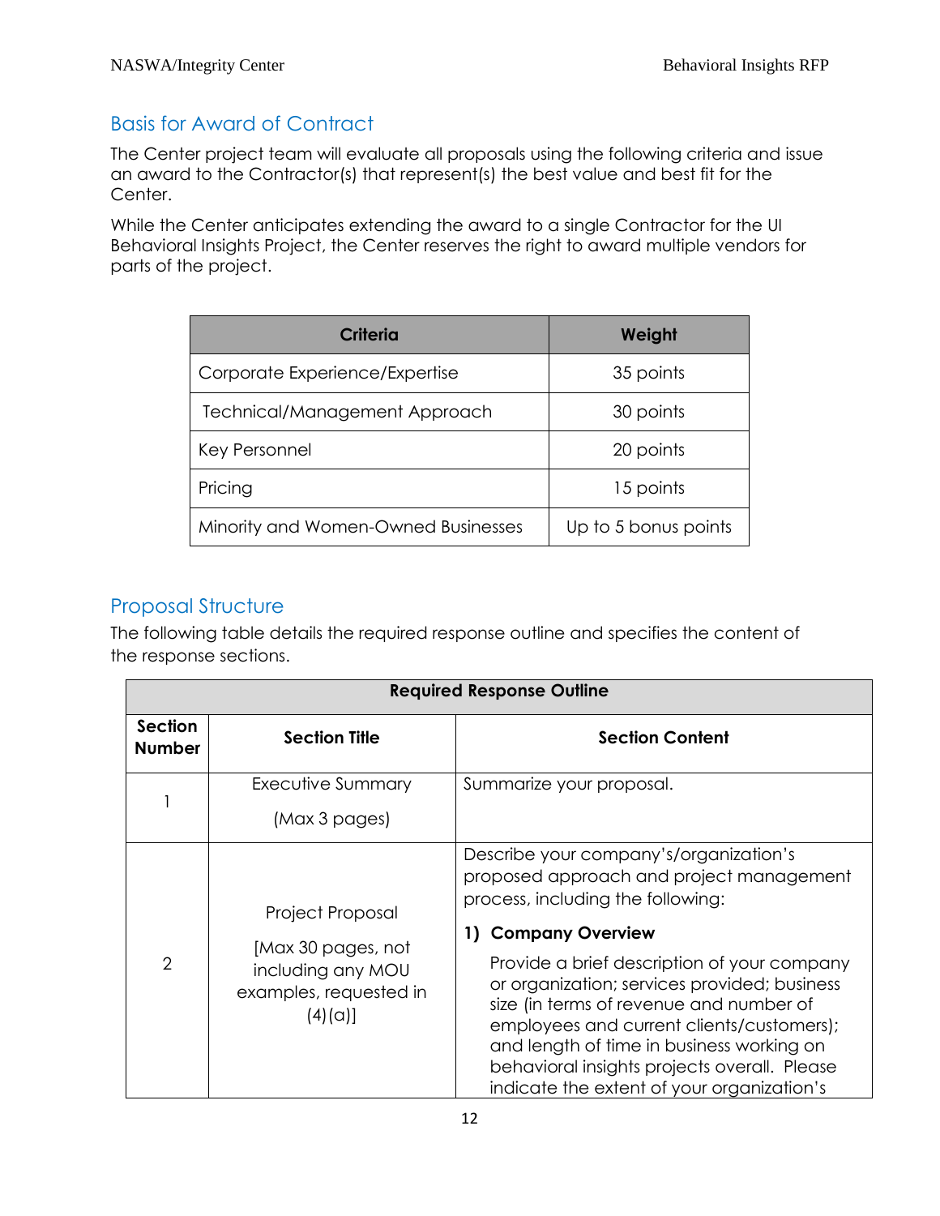## Basis for Award of Contract

The Center project team will evaluate all proposals using the following criteria and issue an award to the Contractor(s) that represent(s) the best value and best fit for the Center.

While the Center anticipates extending the award to a single Contractor for the UI Behavioral Insights Project, the Center reserves the right to award multiple vendors for parts of the project.

| Criteria | Weight |
|---|---|
| Corporate Experience/Expertise | 35 points |
| Technical/Management Approach | 30 points |
| Key Personnel | 20 points |
| Pricing | 15 points |
| Minority and Women-Owned Businesses | Up to 5 bonus points |

## Proposal Structure

The following table details the required response outline and specifies the content of the response sections.

| Required Response Outline | | |
|---|---|---|
| **Section Number** | **Section Title** | **Section Content** |
| 1 | Executive Summary (Max 3 pages) | Summarize your proposal. |
| 2 | Project Proposal [Max 30 pages, not including any MOU examples, requested in (4)(a)] | Describe your company's/organization's proposed approach and project management process, including the following: **1) Company Overview** Provide a brief description of your company or organization; services provided; business size (in terms of revenue and number of employees and current clients/customers); and length of time in business working on behavioral insights projects overall. Please indicate the extent of your organization's |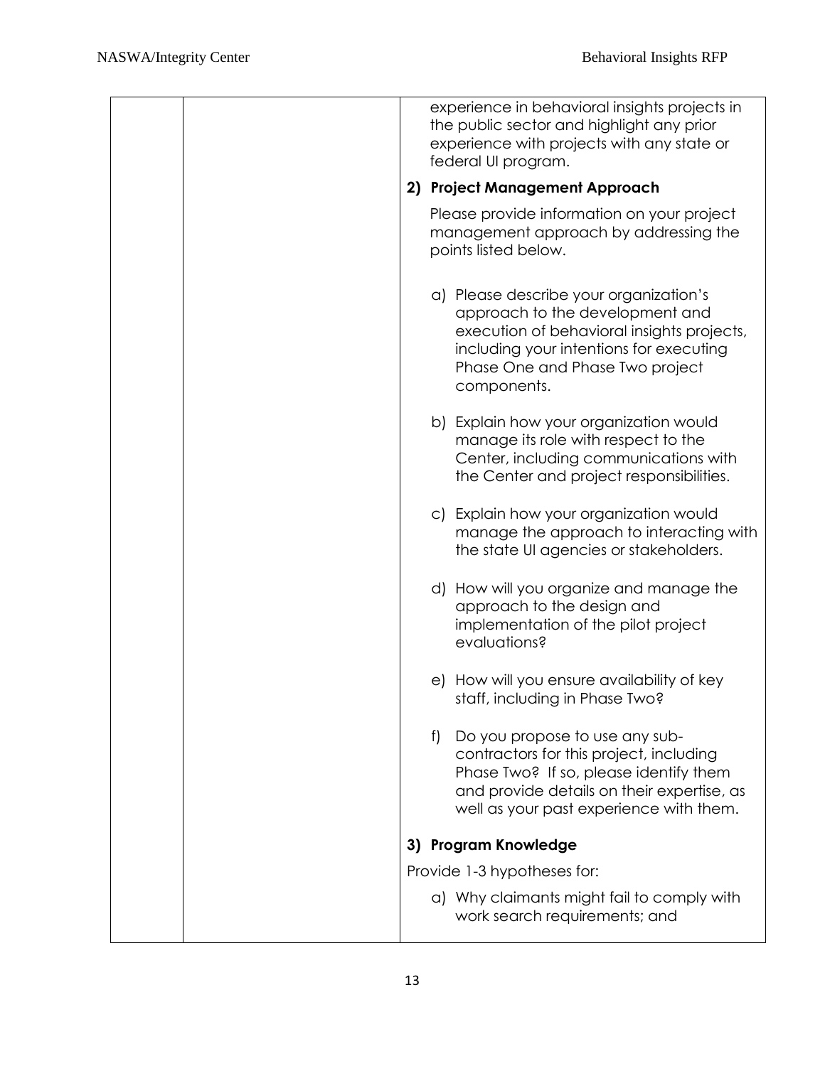| | | experience in behavioral insights projects in the public sector and highlight any prior experience with projects with any state or federal UI program.<br><br>**2) Project Management Approach**<br><br>Please provide information on your project management approach by addressing the points listed below.<br><br>a) Please describe your organization's approach to the development and execution of behavioral insights projects, including your intentions for executing Phase One and Phase Two project components.<br><br>b) Explain how your organization would manage its role with respect to the Center, including communications with the Center and project responsibilities.<br><br>c) Explain how your organization would manage the approach to interacting with the state UI agencies or stakeholders.<br><br>d) How will you organize and manage the approach to the design and implementation of the pilot project evaluations?<br><br>e) How will you ensure availability of key staff, including in Phase Two?<br><br>f) Do you propose to use any sub-contractors for this project, including Phase Two? If so, please identify them and provide details on their expertise, as well as your past experience with them.<br><br>**3) Program Knowledge**<br><br>Provide 1-3 hypotheses for:<br><br>a) Why claimants might fail to comply with work search requirements; and |
|---|---|---|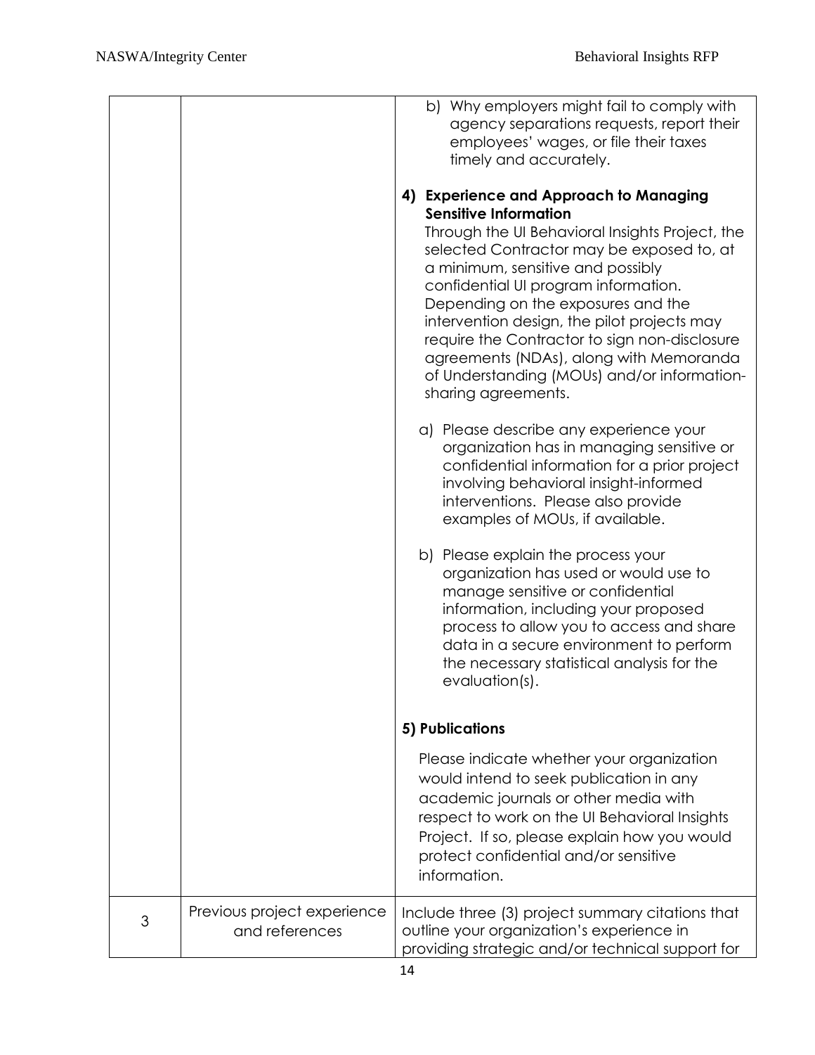|   |   |   |
|---|---|---|
| | | b) Why employers might fail to comply with agency separations requests, report their employees' wages, or file their taxes timely and accurately.<br><br>**4) Experience and Approach to Managing Sensitive Information**<br>Through the UI Behavioral Insights Project, the selected Contractor may be exposed to, at a minimum, sensitive and possibly confidential UI program information. Depending on the exposures and the intervention design, the pilot projects may require the Contractor to sign non-disclosure agreements (NDAs), along with Memoranda of Understanding (MOUs) and/or information-sharing agreements.<br><br>a) Please describe any experience your organization has in managing sensitive or confidential information for a prior project involving behavioral insight-informed interventions. Please also provide examples of MOUs, if available.<br><br>b) Please explain the process your organization has used or would use to manage sensitive or confidential information, including your proposed process to allow you to access and share data in a secure environment to perform the necessary statistical analysis for the evaluation(s).<br><br>**5) Publications**<br><br>Please indicate whether your organization would intend to seek publication in any academic journals or other media with respect to work on the UI Behavioral Insights Project. If so, please explain how you would protect confidential and/or sensitive information. |
| 3 | Previous project experience and references | Include three (3) project summary citations that outline your organization's experience in providing strategic and/or technical support for |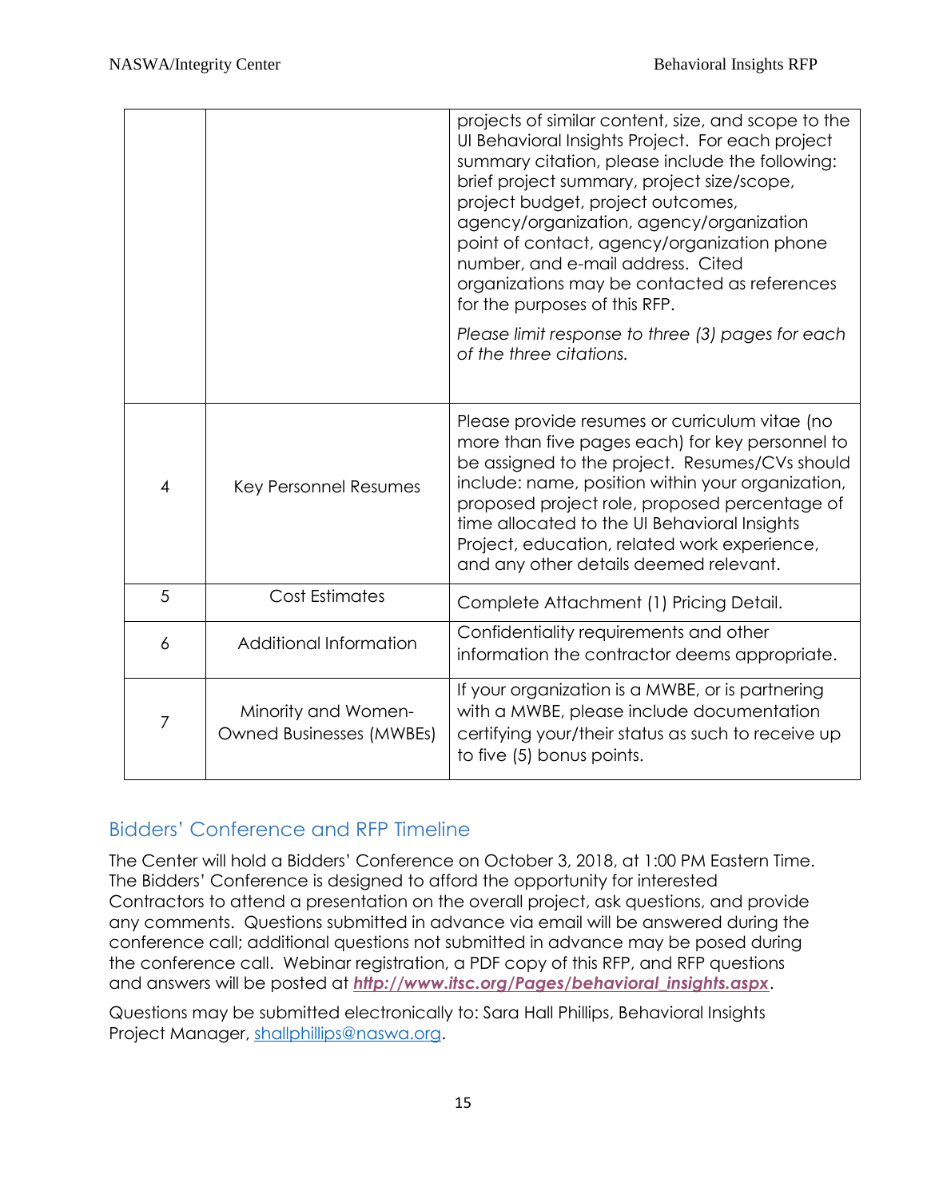| | | |
|---|---|---|
| | | projects of similar content, size, and scope to the UI Behavioral Insights Project. For each project summary citation, please include the following: brief project summary, project size/scope, project budget, project outcomes, agency/organization, agency/organization point of contact, agency/organization phone number, and e-mail address. Cited organizations may be contacted as references for the purposes of this RFP. *Please limit response to three (3) pages for each of the three citations.* |
| 4 | Key Personnel Resumes | Please provide resumes or curriculum vitae (no more than five pages each) for key personnel to be assigned to the project. Resumes/CVs should include: name, position within your organization, proposed project role, proposed percentage of time allocated to the UI Behavioral Insights Project, education, related work experience, and any other details deemed relevant. |
| 5 | Cost Estimates | Complete Attachment (1) Pricing Detail. |
| 6 | Additional Information | Confidentiality requirements and other information the contractor deems appropriate. |
| 7 | Minority and Women-Owned Businesses (MWBEs) | If your organization is a MWBE, or is partnering with a MWBE, please include documentation certifying your/their status as such to receive up to five (5) bonus points. |

## Bidders' Conference and RFP Timeline

The Center will hold a Bidders' Conference on October 3, 2018, at 1:00 PM Eastern Time. The Bidders' Conference is designed to afford the opportunity for interested Contractors to attend a presentation on the overall project, ask questions, and provide any comments. Questions submitted in advance via email will be answered during the conference call; additional questions not submitted in advance may be posed during the conference call. Webinar registration, a PDF copy of this RFP, and RFP questions and answers will be posted at ***http://www.itsc.org/Pages/behavioral_insights.aspx***.

Questions may be submitted electronically to: Sara Hall Phillips, Behavioral Insights Project Manager, shallphillips@naswa.org.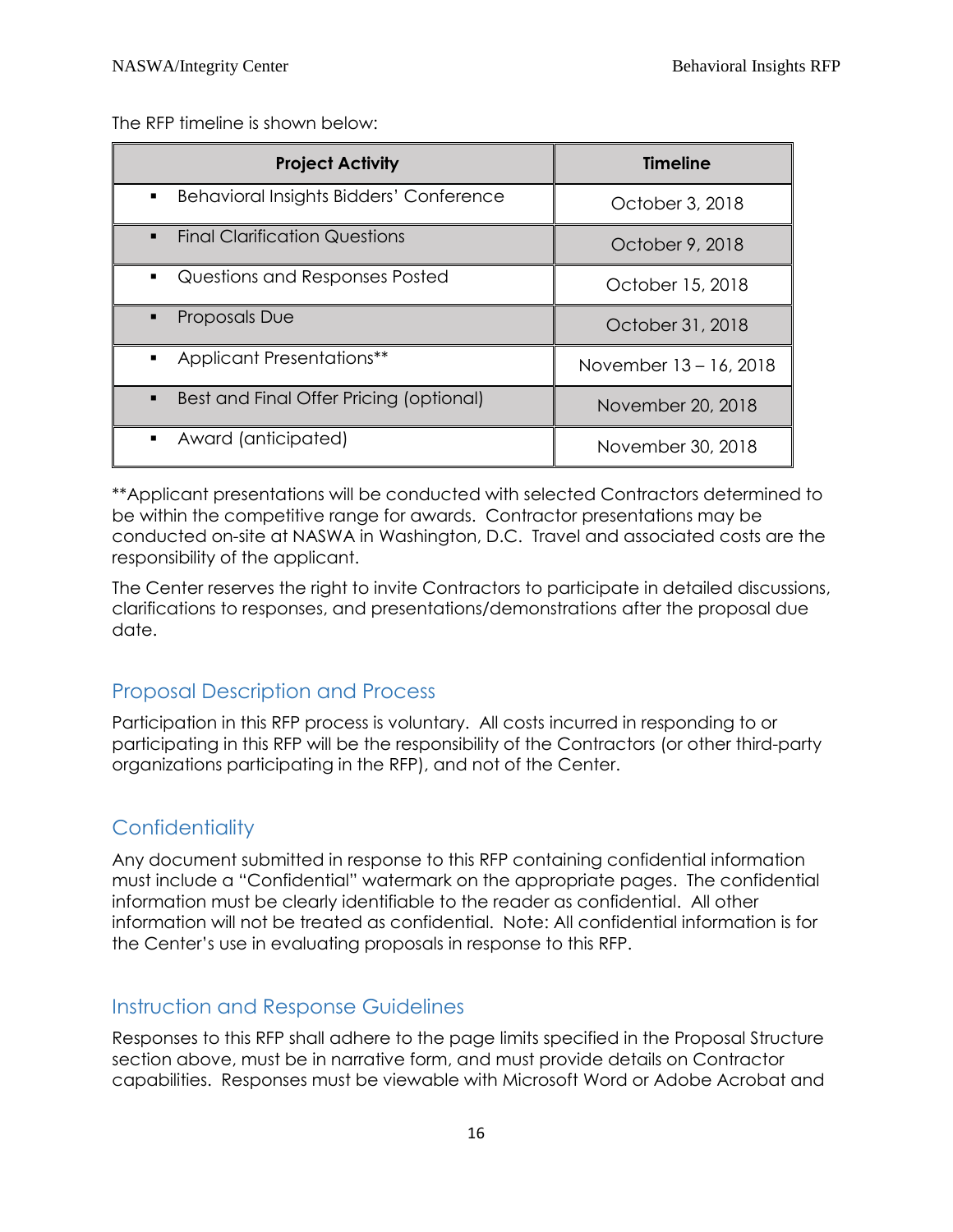The RFP timeline is shown below:

| Project Activity | Timeline |
|---|---|
| ▪ Behavioral Insights Bidders' Conference | October 3, 2018 |
| ▪ Final Clarification Questions | October 9, 2018 |
| ▪ Questions and Responses Posted | October 15, 2018 |
| ▪ Proposals Due | October 31, 2018 |
| ▪ Applicant Presentations** | November 13 – 16, 2018 |
| ▪ Best and Final Offer Pricing (optional) | November 20, 2018 |
| ▪ Award (anticipated) | November 30, 2018 |

**Applicant presentations will be conducted with selected Contractors determined to be within the competitive range for awards. Contractor presentations may be conducted on-site at NASWA in Washington, D.C. Travel and associated costs are the responsibility of the applicant.

The Center reserves the right to invite Contractors to participate in detailed discussions, clarifications to responses, and presentations/demonstrations after the proposal due date.

## Proposal Description and Process

Participation in this RFP process is voluntary. All costs incurred in responding to or participating in this RFP will be the responsibility of the Contractors (or other third-party organizations participating in the RFP), and not of the Center.

## Confidentiality

Any document submitted in response to this RFP containing confidential information must include a "Confidential" watermark on the appropriate pages. The confidential information must be clearly identifiable to the reader as confidential. All other information will not be treated as confidential. Note: All confidential information is for the Center's use in evaluating proposals in response to this RFP.

## Instruction and Response Guidelines

Responses to this RFP shall adhere to the page limits specified in the Proposal Structure section above, must be in narrative form, and must provide details on Contractor capabilities. Responses must be viewable with Microsoft Word or Adobe Acrobat and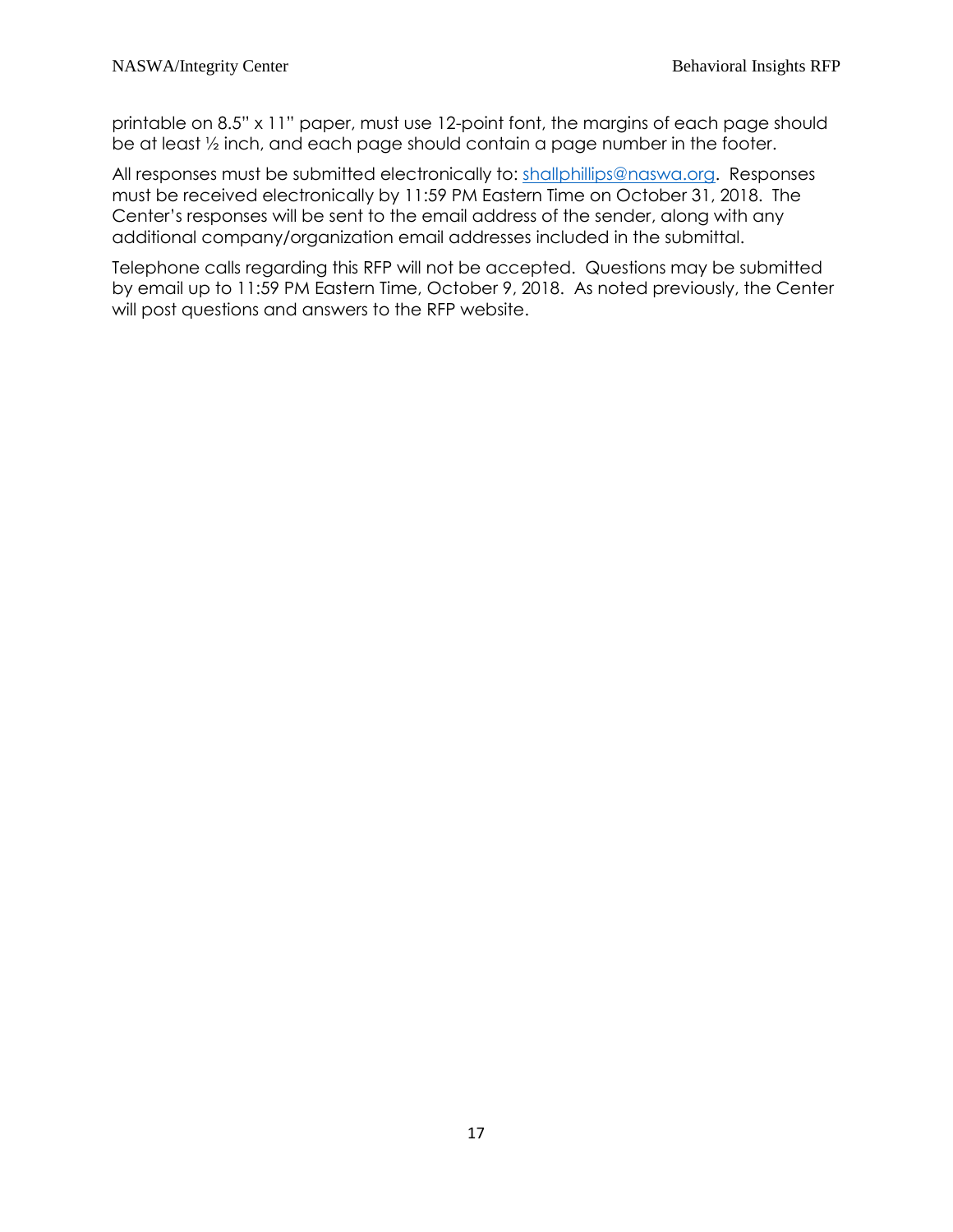printable on 8.5" x 11" paper, must use 12-point font, the margins of each page should be at least ½ inch, and each page should contain a page number in the footer.

All responses must be submitted electronically to: [shallphillips@naswa.org](mailto:shallphillips@naswa.org). Responses must be received electronically by 11:59 PM Eastern Time on October 31, 2018. The Center's responses will be sent to the email address of the sender, along with any additional company/organization email addresses included in the submittal.

Telephone calls regarding this RFP will not be accepted. Questions may be submitted by email up to 11:59 PM Eastern Time, October 9, 2018. As noted previously, the Center will post questions and answers to the RFP website.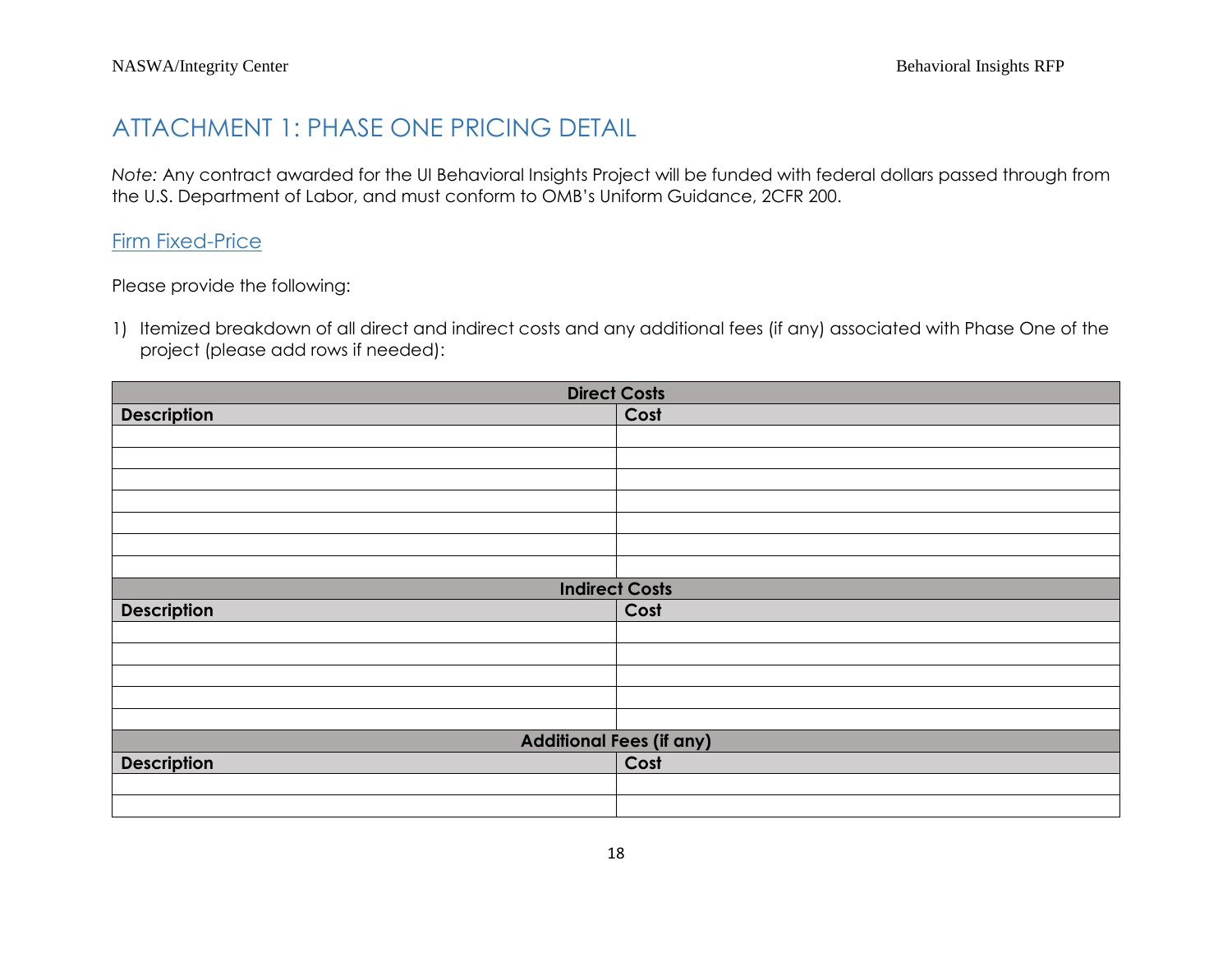# ATTACHMENT 1: PHASE ONE PRICING DETAIL

*Note:* Any contract awarded for the UI Behavioral Insights Project will be funded with federal dollars passed through from the U.S. Department of Labor, and must conform to OMB's Uniform Guidance, 2CFR 200.

## Firm Fixed-Price

Please provide the following:

1) Itemized breakdown of all direct and indirect costs and any additional fees (if any) associated with Phase One of the project (please add rows if needed):

| **Direct Costs** | |
|---|---|
| **Description** | **Cost** |
| | |
| | |
| | |
| | |
| | |
| | |
| | |
| **Indirect Costs** | |
| **Description** | **Cost** |
| | |
| | |
| | |
| | |
| | |
| **Additional Fees (if any)** | |
| **Description** | **Cost** |
| | |
| | |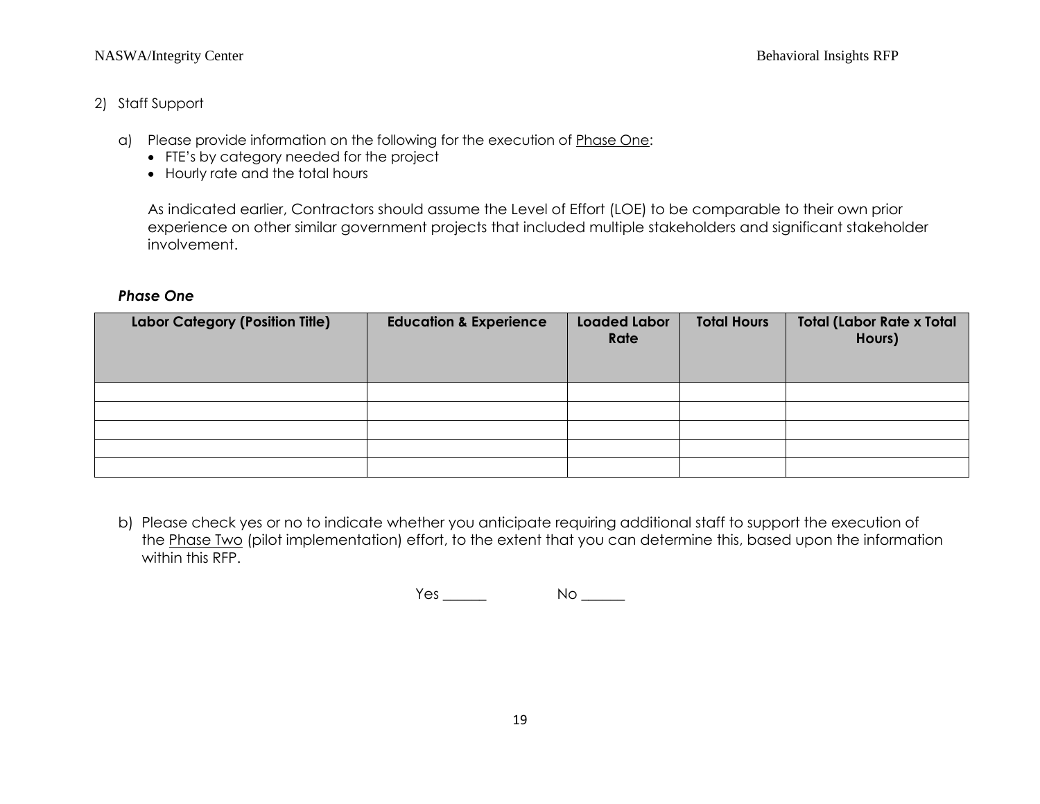2) Staff Support

a) Please provide information on the following for the execution of Phase One:
- FTE's by category needed for the project
- Hourly rate and the total hours

As indicated earlier, Contractors should assume the Level of Effort (LOE) to be comparable to their own prior experience on other similar government projects that included multiple stakeholders and significant stakeholder involvement.

***Phase One***

| Labor Category (Position Title) | Education & Experience | Loaded Labor Rate | Total Hours | Total (Labor Rate x Total Hours) |
|---|---|---|---|---|
| | | | | |
| | | | | |
| | | | | |
| | | | | |
| | | | | |

b) Please check yes or no to indicate whether you anticipate requiring additional staff to support the execution of the Phase Two (pilot implementation) effort, to the extent that you can determine this, based upon the information within this RFP.

Yes ______ No ______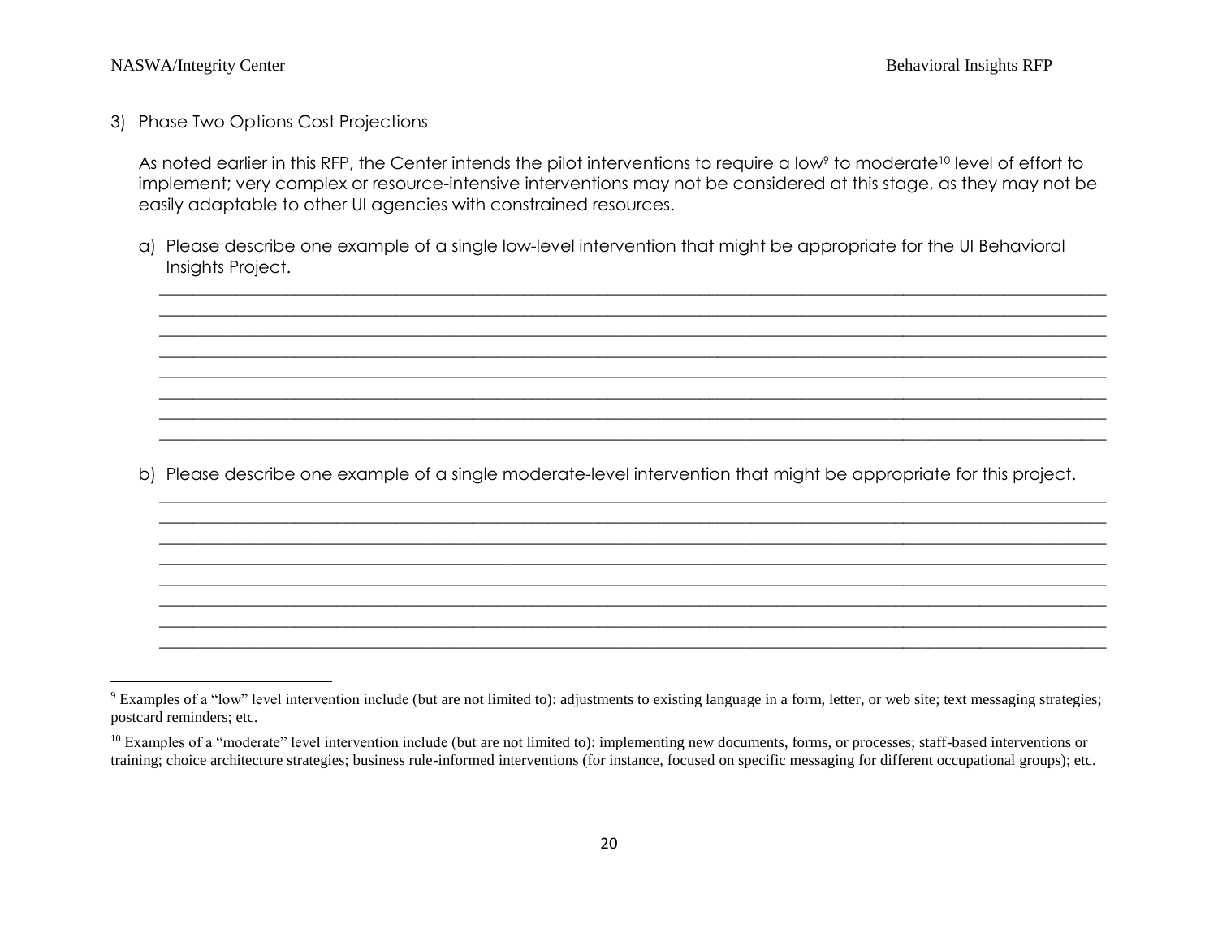3) Phase Two Options Cost Projections

As noted earlier in this RFP, the Center intends the pilot interventions to require a low[9] to moderate[10] level of effort to implement; very complex or resource-intensive interventions may not be considered at this stage, as they may not be easily adaptable to other UI agencies with constrained resources.

a) Please describe one example of a single low-level intervention that might be appropriate for the UI Behavioral Insights Project.

______________________________________________________________________________________________________
______________________________________________________________________________________________________
______________________________________________________________________________________________________
______________________________________________________________________________________________________
______________________________________________________________________________________________________
______________________________________________________________________________________________________
______________________________________________________________________________________________________
______________________________________________________________________________________________________

b) Please describe one example of a single moderate-level intervention that might be appropriate for this project.

______________________________________________________________________________________________________
______________________________________________________________________________________________________
______________________________________________________________________________________________________
______________________________________________________________________________________________________
______________________________________________________________________________________________________
______________________________________________________________________________________________________
______________________________________________________________________________________________________
______________________________________________________________________________________________________

---

[9] Examples of a "low" level intervention include (but are not limited to): adjustments to existing language in a form, letter, or web site; text messaging strategies; postcard reminders; etc.

[10] Examples of a "moderate" level intervention include (but are not limited to): implementing new documents, forms, or processes; staff-based interventions or training; choice architecture strategies; business rule-informed interventions (for instance, focused on specific messaging for different occupational groups); etc.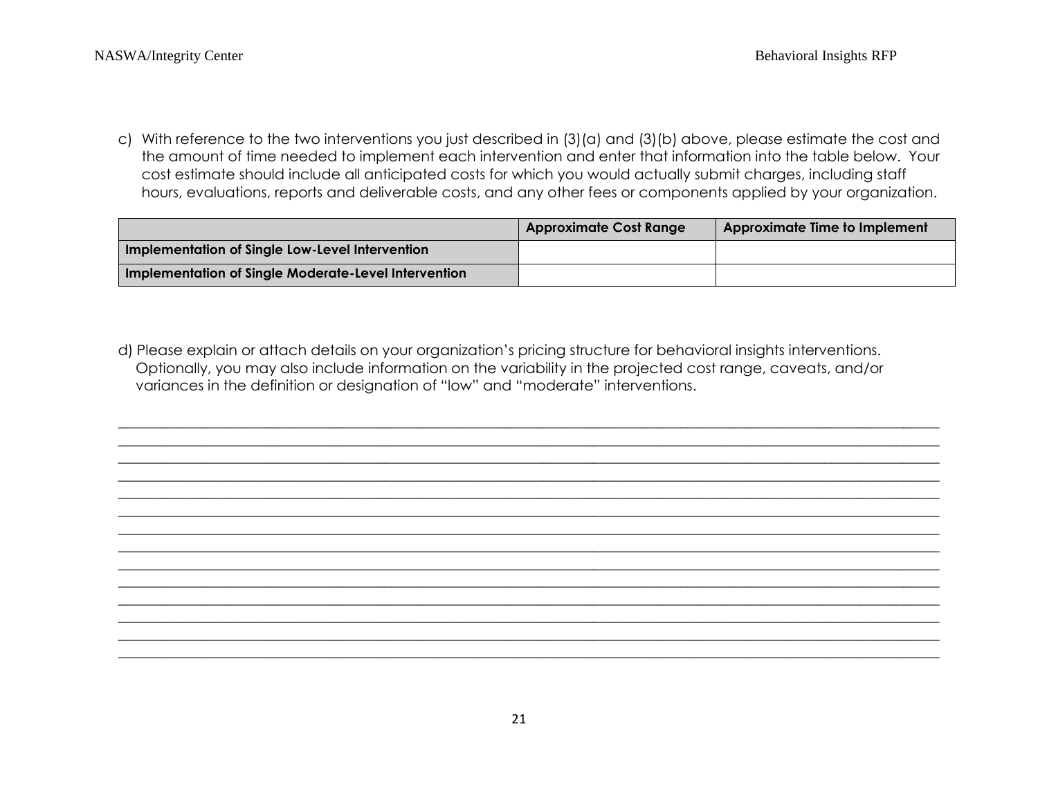c) With reference to the two interventions you just described in (3)(a) and (3)(b) above, please estimate the cost and the amount of time needed to implement each intervention and enter that information into the table below. Your cost estimate should include all anticipated costs for which you would actually submit charges, including staff hours, evaluations, reports and deliverable costs, and any other fees or components applied by your organization.

| | **Approximate Cost Range** | **Approximate Time to Implement** |
|---|---|---|
| **Implementation of Single Low-Level Intervention** | | |
| **Implementation of Single Moderate-Level Intervention** | | |

d) Please explain or attach details on your organization's pricing structure for behavioral insights interventions. Optionally, you may also include information on the variability in the projected cost range, caveats, and/or variances in the definition or designation of "low" and "moderate" interventions.

________________________________________________________________________________
________________________________________________________________________________
________________________________________________________________________________
________________________________________________________________________________
________________________________________________________________________________
________________________________________________________________________________
________________________________________________________________________________
________________________________________________________________________________
________________________________________________________________________________
________________________________________________________________________________
________________________________________________________________________________
________________________________________________________________________________
________________________________________________________________________________
________________________________________________________________________________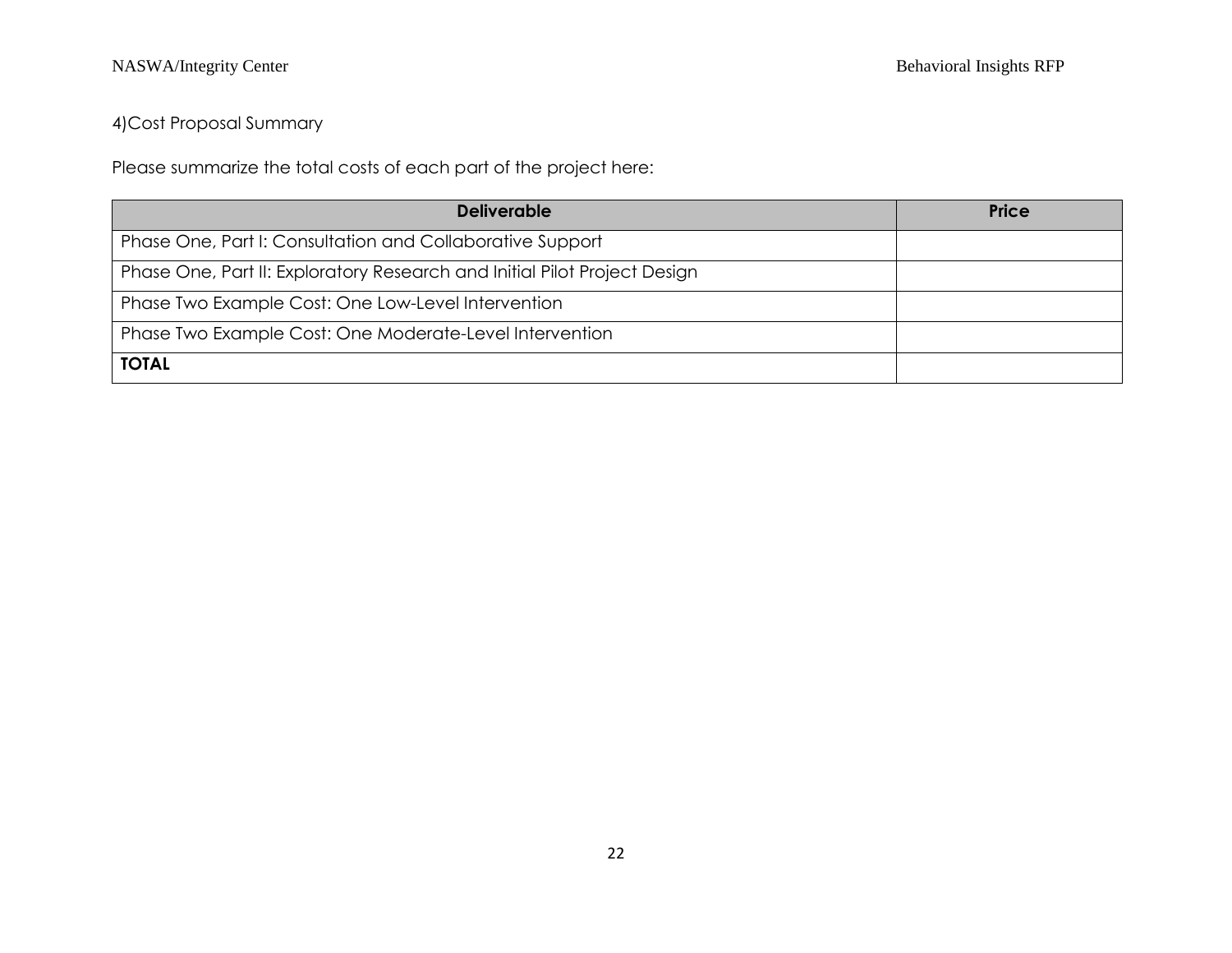4)Cost Proposal Summary

Please summarize the total costs of each part of the project here:

| Deliverable | Price |
| --- | --- |
| Phase One, Part I: Consultation and Collaborative Support | |
| Phase One, Part II: Exploratory Research and Initial Pilot Project Design | |
| Phase Two Example Cost: One Low-Level Intervention | |
| Phase Two Example Cost: One Moderate-Level Intervention | |
| **TOTAL** | |